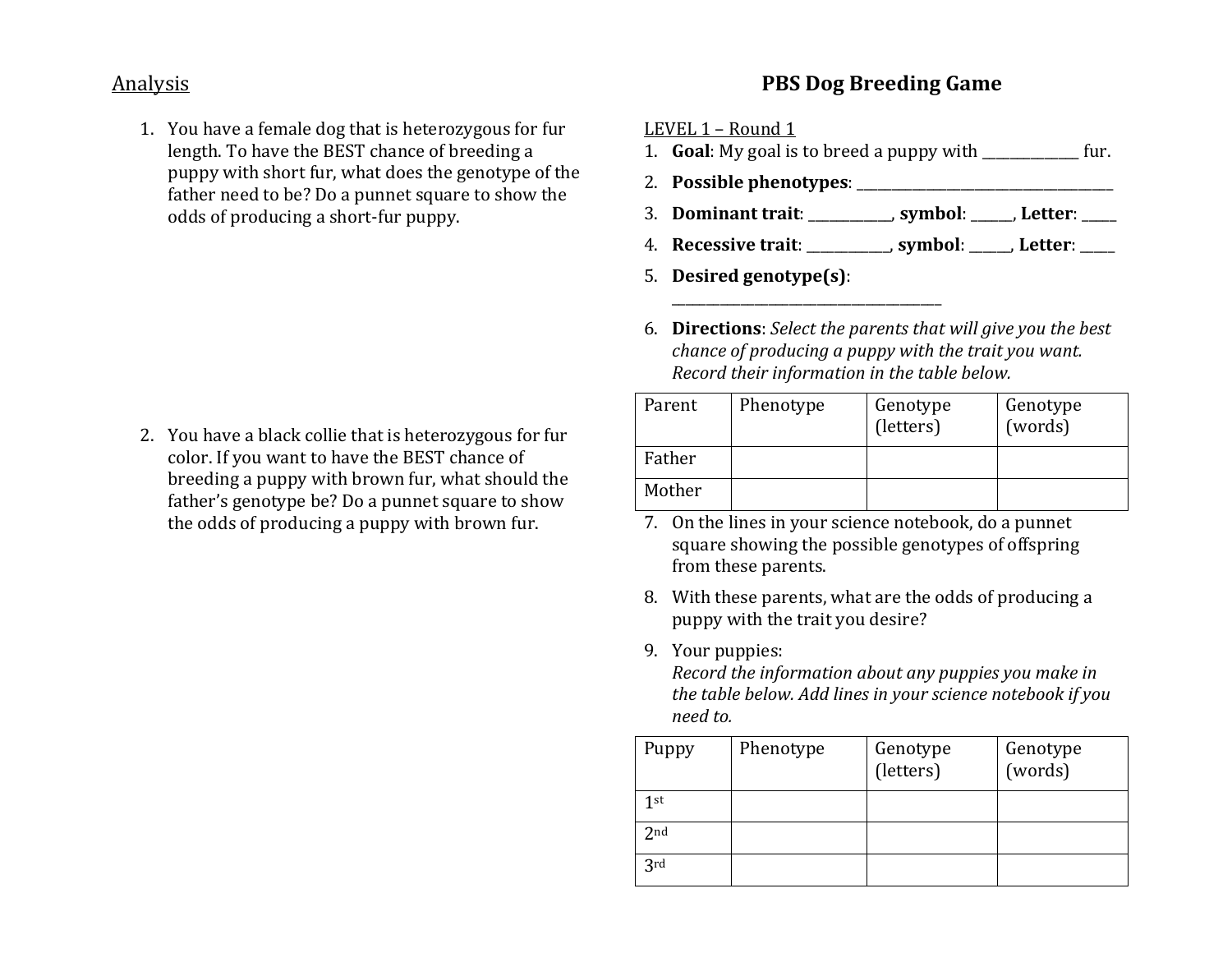## Analysis

1. You have a female dog that is heterozygous for fur length. To have the BEST chance of breeding a puppy with short fur, what does the genotype of the father need to be? Do a punnet square to show the odds of producing a short-fur puppy.

2. You have a black collie that is heterozygous for fur color. If you want to have the BEST chance of breeding a puppy with brown fur, what should the father's genotype be? Do a punnet square to show the odds of producing a puppy with brown fur.

# PBS Dog Breeding Game

LEVEL 1 – Round 1

1. **Goal**: My goal is to breed a puppy with _____________ fur.
2. **Possible phenotypes**: ____________________________________
3. **Dominant trait**: ___________, **symbol**: _____, **Letter**: _____
4. **Recessive trait**: ___________, **symbol**: _____, **Letter**: _____
5. **Desired genotype(s)**: ____________________________________
6. **Directions**: *Select the parents that will give you the best chance of producing a puppy with the trait you want. Record their information in the table below.*

| Parent | Phenotype | Genotype (letters) | Genotype (words) |
|---|---|---|---|
| Father | | | |
| Mother | | | |

7. On the lines in your science notebook, do a punnet square showing the possible genotypes of offspring from these parents.
8. With these parents, what are the odds of producing a puppy with the trait you desire?
9. Your puppies:
   *Record the information about any puppies you make in the table below. Add lines in your science notebook if you need to.*

| Puppy | Phenotype | Genotype (letters) | Genotype (words) |
|---|---|---|---|
| 1st | | | |
| 2nd | | | |
| 3rd | | | |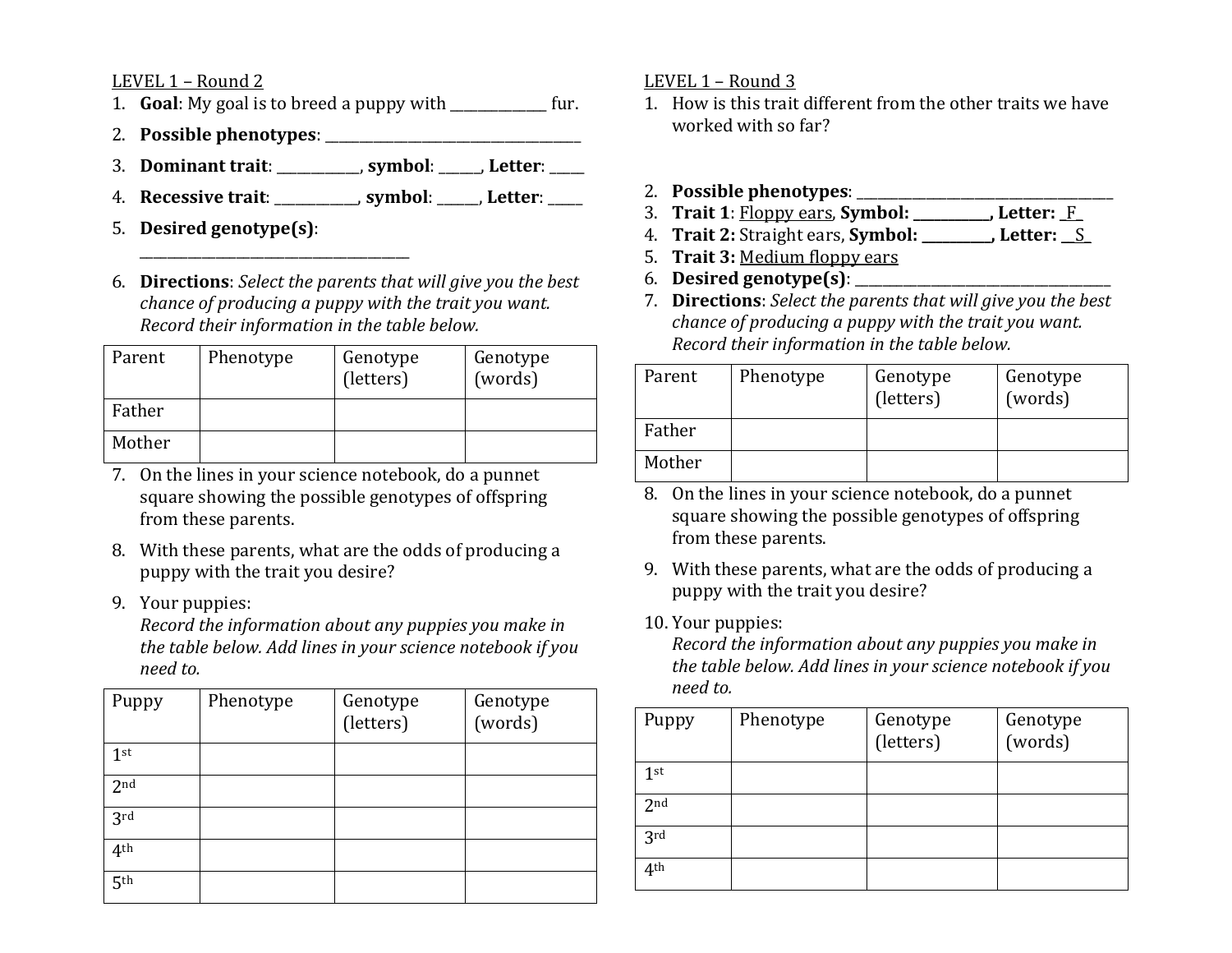LEVEL 1 – Round 2

1. **Goal**: My goal is to breed a puppy with _____________ fur.
2. **Possible phenotypes**: ___________________________________
3. **Dominant trait**: ___________, **symbol**: ______, **Letter**: _____
4. **Recessive trait**: ___________, **symbol**: ______, **Letter**: _____
5. **Desired genotype(s)**: ___________________________________
6. **Directions**: *Select the parents that will give you the best chance of producing a puppy with the trait you want. Record their information in the table below.*

| Parent | Phenotype | Genotype (letters) | Genotype (words) |
|---|---|---|---|
| Father | | | |
| Mother | | | |

7. On the lines in your science notebook, do a punnet square showing the possible genotypes of offspring from these parents.
8. With these parents, what are the odds of producing a puppy with the trait you desire?
9. Your puppies:
   *Record the information about any puppies you make in the table below. Add lines in your science notebook if you need to.*

| Puppy | Phenotype | Genotype (letters) | Genotype (words) |
|---|---|---|---|
| 1st | | | |
| 2nd | | | |
| 3rd | | | |
| 4th | | | |
| 5th | | | |

LEVEL 1 – Round 3

1. How is this trait different from the other traits we have worked with so far?
2. **Possible phenotypes**: ___________________________________
3. **Trait 1**: Floppy ears, **Symbol: __________, Letter:** _F_
4. **Trait 2:** Straight ears, **Symbol: __________, Letter:** __S_
5. **Trait 3:** Medium floppy ears
6. **Desired genotype(s)**: ___________________________________
7. **Directions**: *Select the parents that will give you the best chance of producing a puppy with the trait you want. Record their information in the table below.*

| Parent | Phenotype | Genotype (letters) | Genotype (words) |
|---|---|---|---|
| Father | | | |
| Mother | | | |

8. On the lines in your science notebook, do a punnet square showing the possible genotypes of offspring from these parents.
9. With these parents, what are the odds of producing a puppy with the trait you desire?
10. Your puppies:
    *Record the information about any puppies you make in the table below. Add lines in your science notebook if you need to.*

| Puppy | Phenotype | Genotype (letters) | Genotype (words) |
|---|---|---|---|
| 1st | | | |
| 2nd | | | |
| 3rd | | | |
| 4th | | | |